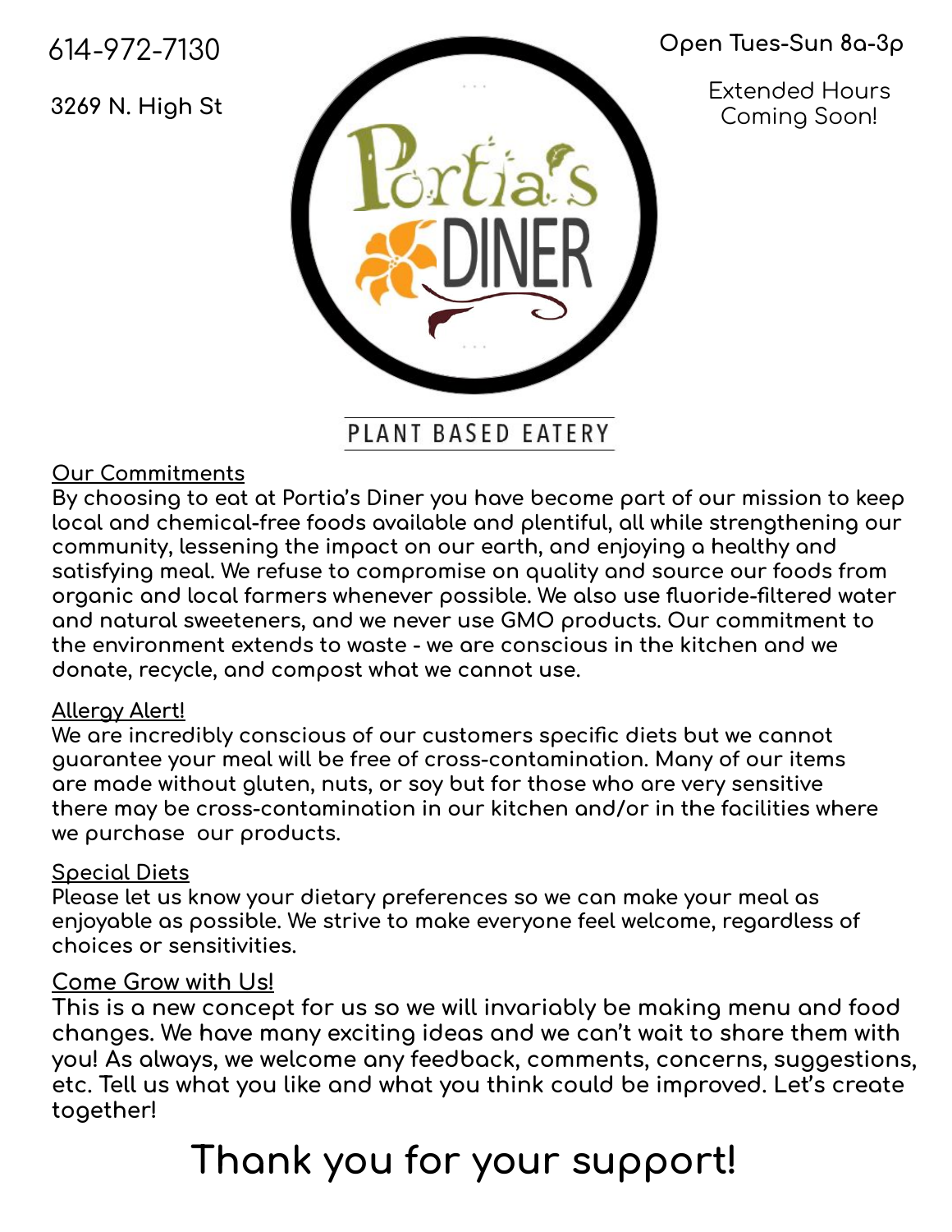614-972-7130

3269 N. High St

Open Tues-Sun 8a-3p

Extended Hours Coming Soon!

# Portia's DINER

PLANT BASED EATERY

## Our Commitments

By choosing to eat at Portia's Diner you have become part of our mission to keep local and chemical-free foods available and plentiful, all while strengthening our community, lessening the impact on our earth, and enjoying a healthy and satisfying meal. We refuse to compromise on quality and source our foods from organic and local farmers whenever possible. We also use fluoride-filtered water and natural sweeteners, and we never use GMO products. Our commitment to the environment extends to waste - we are conscious in the kitchen and we donate, recycle, and compost what we cannot use.

## Allergy Alert!

We are incredibly conscious of our customers specific diets but we cannot guarantee your meal will be free of cross-contamination. Many of our items are made without gluten, nuts, or soy but for those who are very sensitive there may be cross-contamination in our kitchen and/or in the facilities where we purchase our products.

## Special Diets

Please let us know your dietary preferences so we can make your meal as enjoyable as possible. We strive to make everyone feel welcome, regardless of choices or sensitivities.

## Come Grow with Us!

This is a new concept for us so we will invariably be making menu and food changes. We have many exciting ideas and we can't wait to share them with you! As always, we welcome any feedback, comments, concerns, suggestions, etc. Tell us what you like and what you think could be improved. Let's create together!

# Thank you for your support!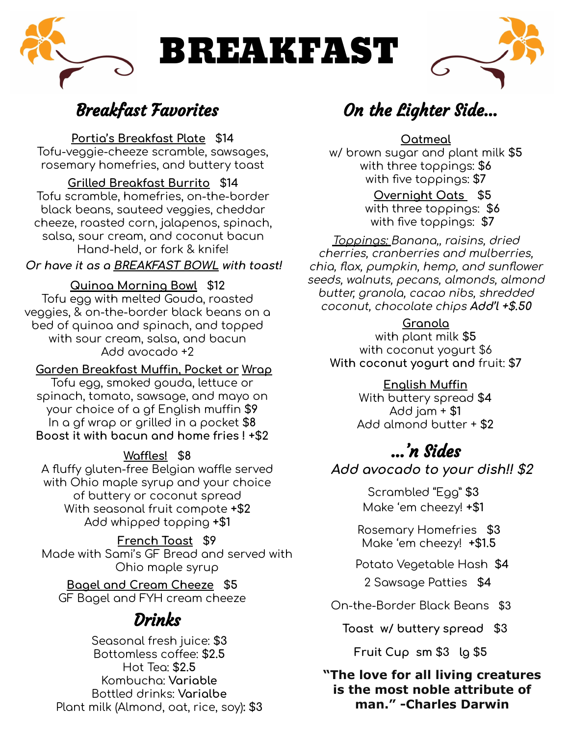# BREAKFAST

## Breakfast Favorites

**Portia's Breakfast Plate** $14
Tofu-veggie-cheeze scramble, sawsages, rosemary homefries, and buttery toast

**Grilled Breakfast Burrito** $14
Tofu scramble, homefries, on-the-border black beans, sauteed veggies, cheddar cheeze, roasted corn, jalapenos, spinach, salsa, sour cream, and coconut bacun
Hand-held, or fork & knife!

***Or have it as a BREAKFAST BOWL with toast!***

**Quinoa Morning Bowl** $12
Tofu egg with melted Gouda, roasted veggies, & on-the-border black beans on a bed of quinoa and spinach, and topped with sour cream, salsa, and bacun
Add avocado +2

**Garden Breakfast Muffin, Pocket or Wrap**
Tofu egg, smoked gouda, lettuce or spinach, tomato, sawsage, and mayo on your choice of a gf English muffin $9
In a gf wrap or grilled in a pocket $8
**Boost it with bacun and home fries ! +$2**

**Waffles!** $8
A fluffy gluten-free Belgian waffle served with Ohio maple syrup and your choice of buttery or coconut spread
With seasonal fruit compote +$2
Add whipped topping +$1

**French Toast** $9
Made with Sami's GF Bread and served with Ohio maple syrup

**Bagel and Cream Cheeze** $5
GF Bagel and FYH cream cheeze

## Drinks

Seasonal fresh juice: $3
Bottomless coffee: $2.5
Hot Tea: $2.5
Kombucha: Variable
Bottled drinks: Varialbe
Plant milk (Almond, oat, rice, soy): $3

## On the Lighter Side...

**Oatmeal**
w/ brown sugar and plant milk $5
with three toppings: $6
with five toppings: $7

**Overnight Oats** $5
with three toppings: $6
with five toppings: $7

*Toppings: Banana,, raisins, dried cherries, cranberries and mulberries, chia, flax, pumpkin, hemp, and sunflower seeds, walnuts, pecans, almonds, almond butter, granola, cacao nibs, shredded coconut, chocolate chips* ***Add'l +$.50***

**Granola**
with plant milk $5
with coconut yogurt $6
With coconut yogurt and fruit: $7

**English Muffin**
With buttery spread $4
Add jam + $1
Add almond butter + $2

## ...'n Sides

*Add avocado to your dish!! $2*

Scrambled "Egg" $3
Make 'em cheezy! +$1

Rosemary Homefries $3
Make 'em cheezy! +$1.5

Potato Vegetable Hash $4

2 Sawsage Patties $4

On-the-Border Black Beans $3

Toast w/ buttery spread $3

Fruit Cup sm $3 lg $5

**"The love for all living creatures is the most noble attribute of man." -Charles Darwin**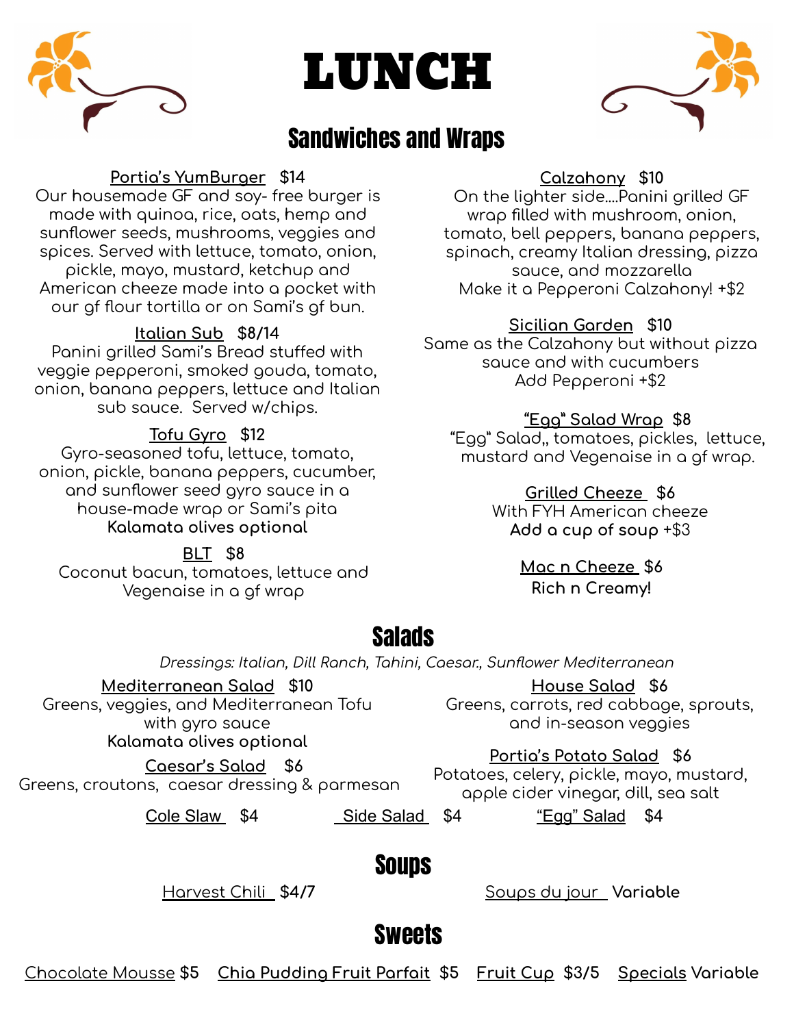# LUNCH

## Sandwiches and Wraps

**Portia's YumBurger** $14
Our housemade GF and soy- free burger is made with quinoa, rice, oats, hemp and sunflower seeds, mushrooms, veggies and spices. Served with lettuce, tomato, onion, pickle, mayo, mustard, ketchup and American cheeze made into a pocket with our gf flour tortilla or on Sami's gf bun.

**Italian Sub** $8/14
Panini grilled Sami's Bread stuffed with veggie pepperoni, smoked gouda, tomato, onion, banana peppers, lettuce and Italian sub sauce. Served w/chips.

**Tofu Gyro** $12
Gyro-seasoned tofu, lettuce, tomato, onion, pickle, banana peppers, cucumber, and sunflower seed gyro sauce in a house-made wrap or Sami's pita
**Kalamata olives optional**

**BLT** $8
Coconut bacun, tomatoes, lettuce and Vegenaise in a gf wrap

**Calzahony** $10
On the lighter side....Panini grilled GF wrap filled with mushroom, onion, tomato, bell peppers, banana peppers, spinach, creamy Italian dressing, pizza sauce, and mozzarella
Make it a Pepperoni Calzahony! +$2

**Sicilian Garden** $10
Same as the Calzahony but without pizza sauce and with cucumbers
Add Pepperoni +$2

**"Egg" Salad Wrap** $8
"Egg" Salad,, tomatoes, pickles, lettuce, mustard and Vegenaise in a gf wrap.

**Grilled Cheeze** $6
With FYH American cheeze
**Add a cup of soup** +$3

**Mac n Cheeze** $6
**Rich n Creamy!**

## Salads

*Dressings: Italian, Dill Ranch, Tahini, Caesar., Sunflower Mediterranean*

**Mediterranean Salad** $10
Greens, veggies, and Mediterranean Tofu with gyro sauce
**Kalamata olives optional**

**Caesar's Salad** $6
Greens, croutons, caesar dressing & parmesan

**House Salad** $6
Greens, carrots, red cabbage, sprouts, and in-season veggies

**Portia's Potato Salad** $6
Potatoes, celery, pickle, mayo, mustard, apple cider vinegar, dill, sea salt

Cole Slaw $4 | Side Salad $4 | "Egg" Salad $4

## Soups

Harvest Chili $4/7

Soups du jour **Variable**

## Sweets

Chocolate Mousse **$5** | **Chia Pudding Fruit Parfait** $5 | **Fruit Cup** $3/5 | **Specials** Variable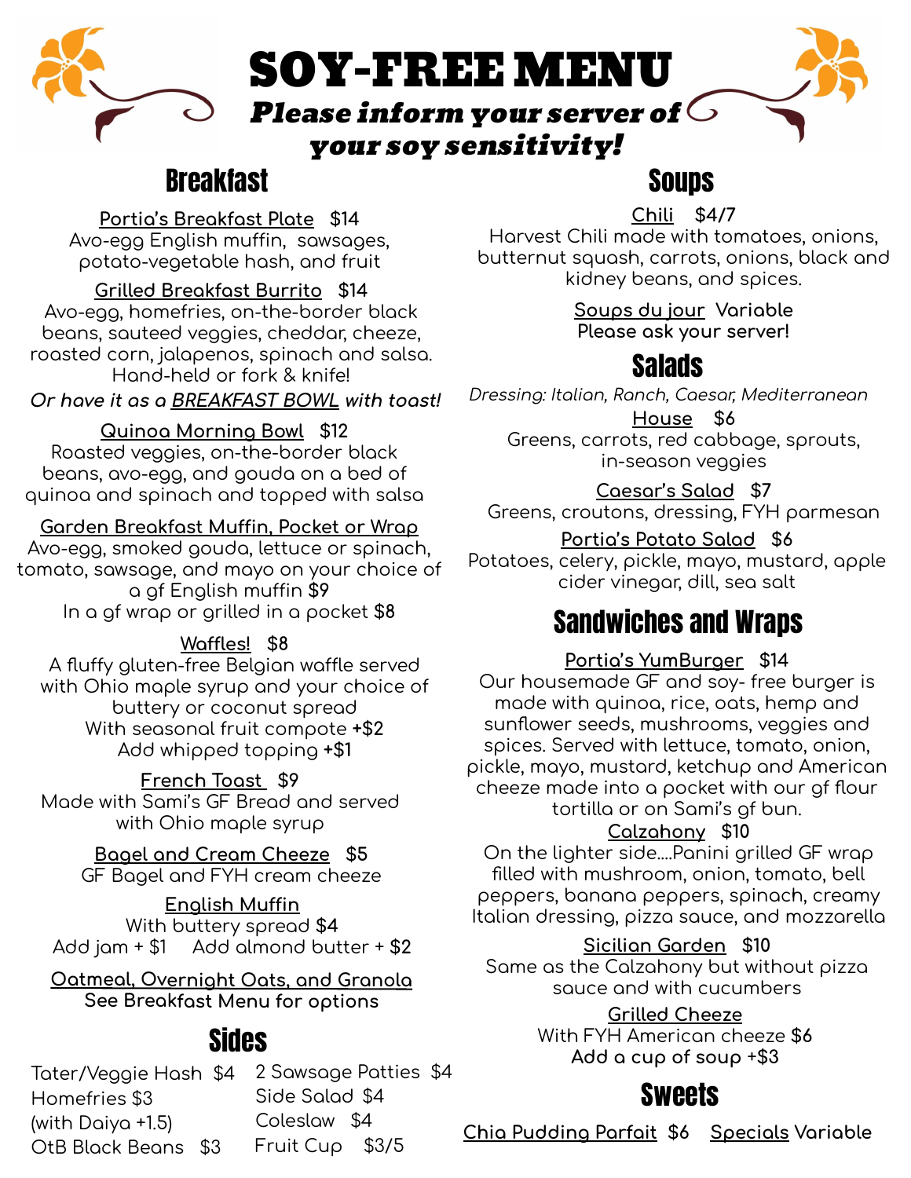# SOY-FREE MENU

***Please inform your server of your soy sensitivity!***

## Breakfast

**Portia's Breakfast Plate** $14
Avo-egg English muffin, sawsages, potato-vegetable hash, and fruit

**Grilled Breakfast Burrito** $14
Avo-egg, homefries, on-the-border black beans, sauteed veggies, cheddar, cheeze, roasted corn, jalapenos, spinach and salsa. Hand-held or fork & knife!

*Or have it as a BREAKFAST BOWL with toast!*

**Quinoa Morning Bowl** $12
Roasted veggies, on-the-border black beans, avo-egg, and gouda on a bed of quinoa and spinach and topped with salsa

**Garden Breakfast Muffin, Pocket or Wrap**
Avo-egg, smoked gouda, lettuce or spinach, tomato, sawsage, and mayo on your choice of a gf English muffin $9
In a gf wrap or grilled in a pocket $8

**Waffles!** $8
A fluffy gluten-free Belgian waffle served with Ohio maple syrup and your choice of buttery or coconut spread
With seasonal fruit compote +$2
Add whipped topping +$1

**French Toast** $9
Made with Sami's GF Bread and served with Ohio maple syrup

**Bagel and Cream Cheeze** $5
GF Bagel and FYH cream cheeze

**English Muffin**
With buttery spread $4
Add jam + $1 Add almond butter + $2

**Oatmeal, Overnight Oats, and Granola**
See Breakfast Menu for options

## Sides

- Tater/Veggie Hash $4
- Homefries $3 (with Daiya +1.5)
- OtB Black Beans $3
- 2 Sawsage Patties $4
- Side Salad $4
- Coleslaw $4
- Fruit Cup $3/5

## Soups

**Chili** $4/7
Harvest Chili made with tomatoes, onions, butternut squash, carrots, onions, black and kidney beans, and spices.

**Soups du jour** Variable
Please ask your server!

## Salads

*Dressing: Italian, Ranch, Caesar, Mediterranean*

**House** $6
Greens, carrots, red cabbage, sprouts, in-season veggies

**Caesar's Salad** $7
Greens, croutons, dressing, FYH parmesan

**Portia's Potato Salad** $6
Potatoes, celery, pickle, mayo, mustard, apple cider vinegar, dill, sea salt

## Sandwiches and Wraps

**Portia's YumBurger** $14
Our housemade GF and soy- free burger is made with quinoa, rice, oats, hemp and sunflower seeds, mushrooms, veggies and spices. Served with lettuce, tomato, onion, pickle, mayo, mustard, ketchup and American cheeze made into a pocket with our gf flour tortilla or on Sami's gf bun.

**Calzahony** $10
On the lighter side....Panini grilled GF wrap filled with mushroom, onion, tomato, bell peppers, banana peppers, spinach, creamy Italian dressing, pizza sauce, and mozzarella

**Sicilian Garden** $10
Same as the Calzahony but without pizza sauce and with cucumbers

**Grilled Cheeze**
With FYH American cheeze $6
Add a cup of soup +$3

## Sweets

**Chia Pudding Parfait** $6 **Specials** Variable